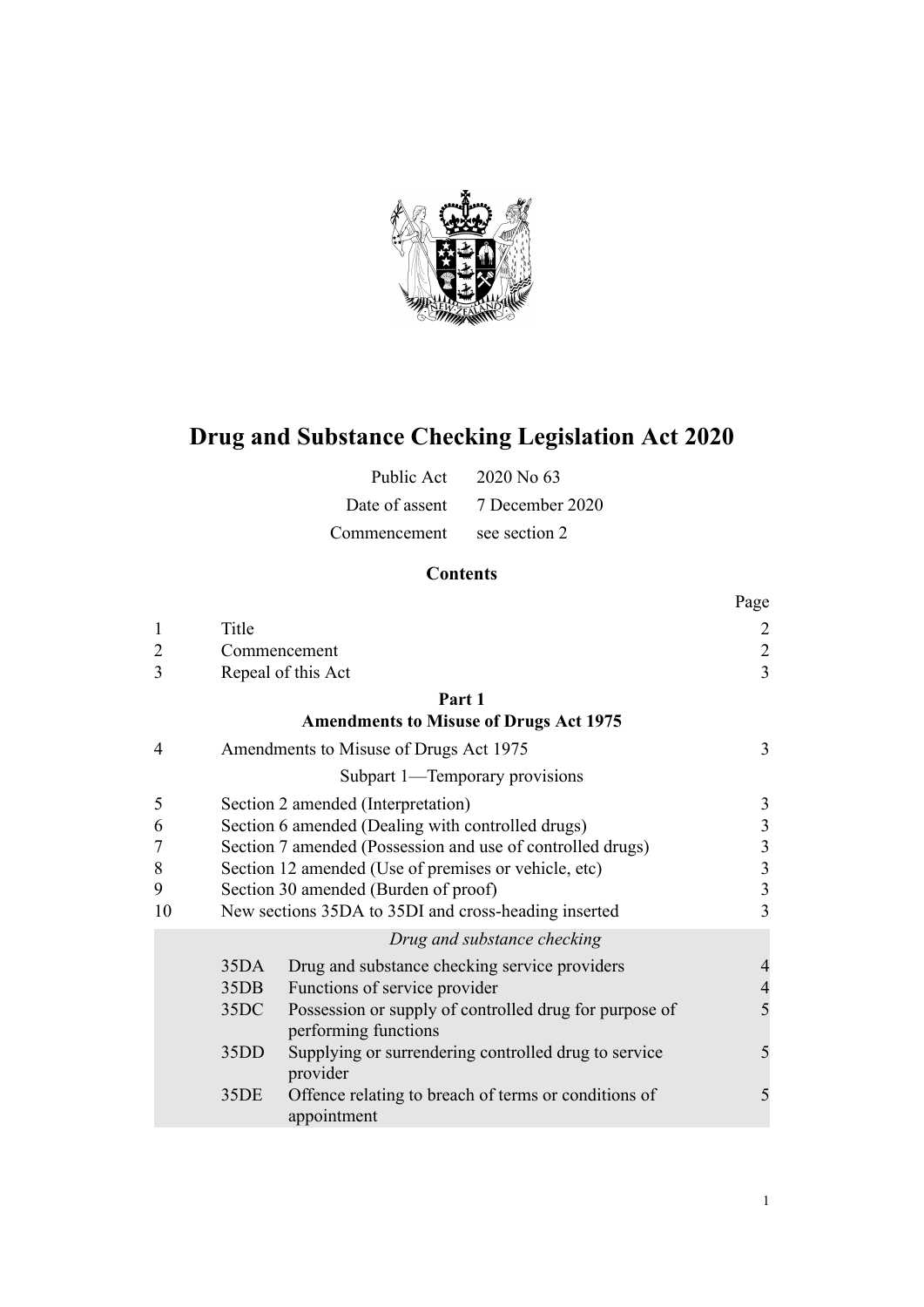# Drug and Substance Checking Legislation Act 2020

| | |
|---|---|
| Public Act | 2020 No 63 |
| Date of assent | 7 December 2020 |
| Commencement | see section 2 |

## Contents

| | | | Page |
|---|---|---|---|
| 1 | Title | | 2 |
| 2 | Commencement | | 2 |
| 3 | Repeal of this Act | | 3 |
| | **Part 1** **Amendments to Misuse of Drugs Act 1975** | | |
| 4 | Amendments to Misuse of Drugs Act 1975 | | 3 |
| | Subpart 1—Temporary provisions | | |
| 5 | Section 2 amended (Interpretation) | | 3 |
| 6 | Section 6 amended (Dealing with controlled drugs) | | 3 |
| 7 | Section 7 amended (Possession and use of controlled drugs) | | 3 |
| 8 | Section 12 amended (Use of premises or vehicle, etc) | | 3 |
| 9 | Section 30 amended (Burden of proof) | | 3 |
| 10 | New sections 35DA to 35DI and cross-heading inserted | | 3 |
| | *Drug and substance checking* | | |
| | 35DA | Drug and substance checking service providers | 4 |
| | 35DB | Functions of service provider | 4 |
| | 35DC | Possession or supply of controlled drug for purpose of performing functions | 5 |
| | 35DD | Supplying or surrendering controlled drug to service provider | 5 |
| | 35DE | Offence relating to breach of terms or conditions of appointment | 5 |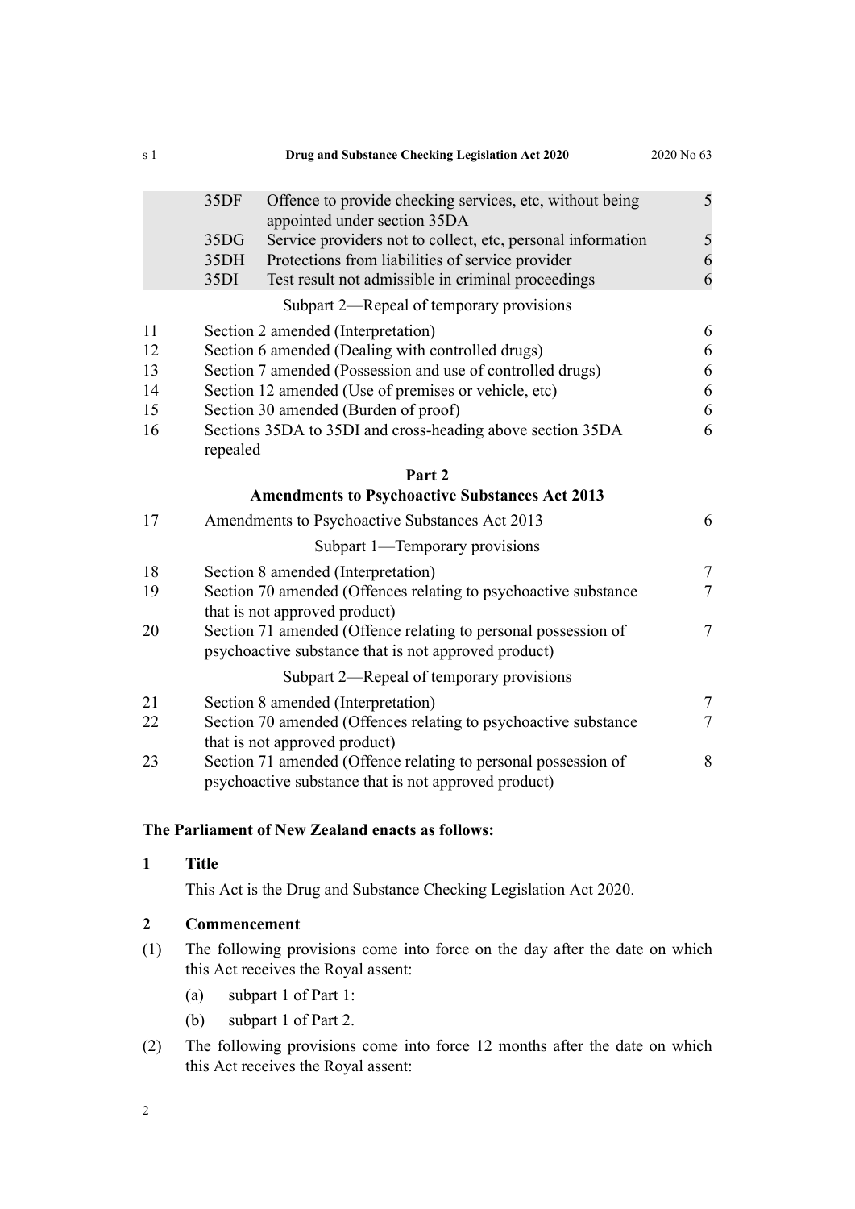| | | |
|---|---|---|
| 35DF | Offence to provide checking services, etc, without being appointed under section 35DA | 5 |
| 35DG | Service providers not to collect, etc, personal information | 5 |
| 35DH | Protections from liabilities of service provider | 6 |
| 35DI | Test result not admissible in criminal proceedings | 6 |

Subpart 2—Repeal of temporary provisions

| | | |
|---|---|---|
| 11 | Section 2 amended (Interpretation) | 6 |
| 12 | Section 6 amended (Dealing with controlled drugs) | 6 |
| 13 | Section 7 amended (Possession and use of controlled drugs) | 6 |
| 14 | Section 12 amended (Use of premises or vehicle, etc) | 6 |
| 15 | Section 30 amended (Burden of proof) | 6 |
| 16 | Sections 35DA to 35DI and cross-heading above section 35DA repealed | 6 |

**Part 2**
**Amendments to Psychoactive Substances Act 2013**

| | | |
|---|---|---|
| 17 | Amendments to Psychoactive Substances Act 2013 | 6 |

Subpart 1—Temporary provisions

| | | |
|---|---|---|
| 18 | Section 8 amended (Interpretation) | 7 |
| 19 | Section 70 amended (Offences relating to psychoactive substance that is not approved product) | 7 |
| 20 | Section 71 amended (Offence relating to personal possession of psychoactive substance that is not approved product) | 7 |

Subpart 2—Repeal of temporary provisions

| | | |
|---|---|---|
| 21 | Section 8 amended (Interpretation) | 7 |
| 22 | Section 70 amended (Offences relating to psychoactive substance that is not approved product) | 7 |
| 23 | Section 71 amended (Offence relating to personal possession of psychoactive substance that is not approved product) | 8 |

**The Parliament of New Zealand enacts as follows:**

### 1 Title

This Act is the Drug and Substance Checking Legislation Act 2020.

### 2 Commencement

(1) The following provisions come into force on the day after the date on which this Act receives the Royal assent:

(a) subpart 1 of Part 1:

(b) subpart 1 of Part 2.

(2) The following provisions come into force 12 months after the date on which this Act receives the Royal assent: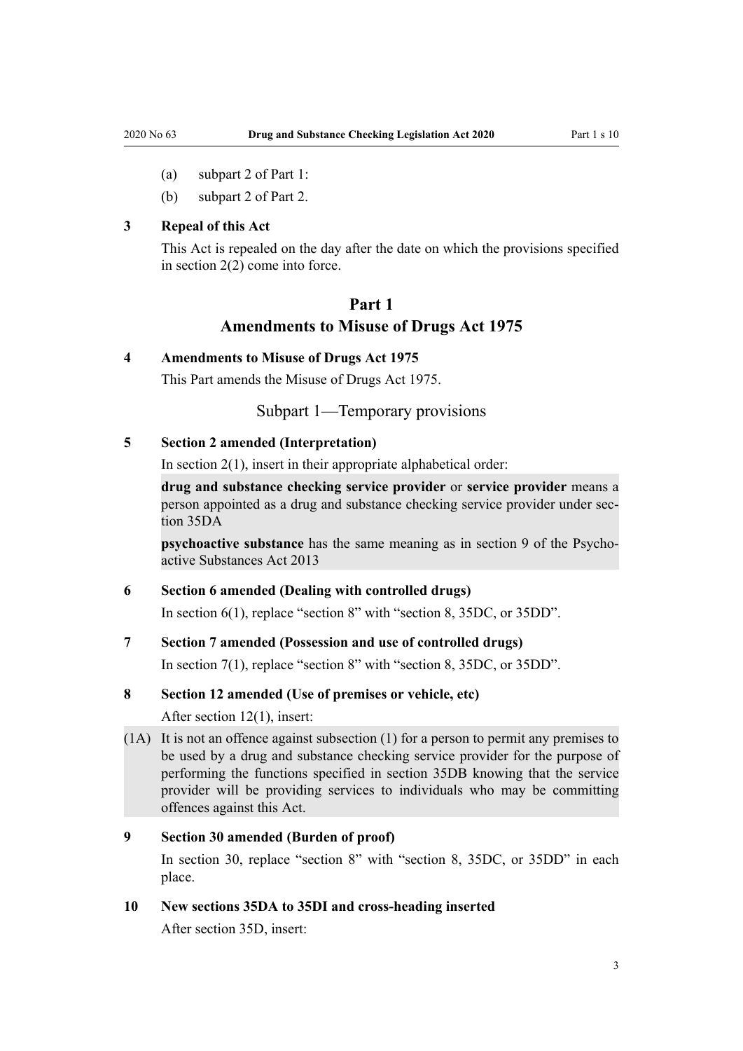(a) subpart 2 of Part 1:

(b) subpart 2 of Part 2.

### 3 Repeal of this Act

This Act is repealed on the day after the date on which the provisions specified in section 2(2) come into force.

## Part 1
## Amendments to Misuse of Drugs Act 1975

### 4 Amendments to Misuse of Drugs Act 1975

This Part amends the Misuse of Drugs Act 1975.

### Subpart 1—Temporary provisions

### 5 Section 2 amended (Interpretation)

In section 2(1), insert in their appropriate alphabetical order:

**drug and substance checking service provider** or **service provider** means a person appointed as a drug and substance checking service provider under section 35DA

**psychoactive substance** has the same meaning as in section 9 of the Psychoactive Substances Act 2013

### 6 Section 6 amended (Dealing with controlled drugs)

In section 6(1), replace "section 8" with "section 8, 35DC, or 35DD".

### 7 Section 7 amended (Possession and use of controlled drugs)

In section 7(1), replace "section 8" with "section 8, 35DC, or 35DD".

### 8 Section 12 amended (Use of premises or vehicle, etc)

After section 12(1), insert:

(1A) It is not an offence against subsection (1) for a person to permit any premises to be used by a drug and substance checking service provider for the purpose of performing the functions specified in section 35DB knowing that the service provider will be providing services to individuals who may be committing offences against this Act.

### 9 Section 30 amended (Burden of proof)

In section 30, replace "section 8" with "section 8, 35DC, or 35DD" in each place.

### 10 New sections 35DA to 35DI and cross-heading inserted

After section 35D, insert: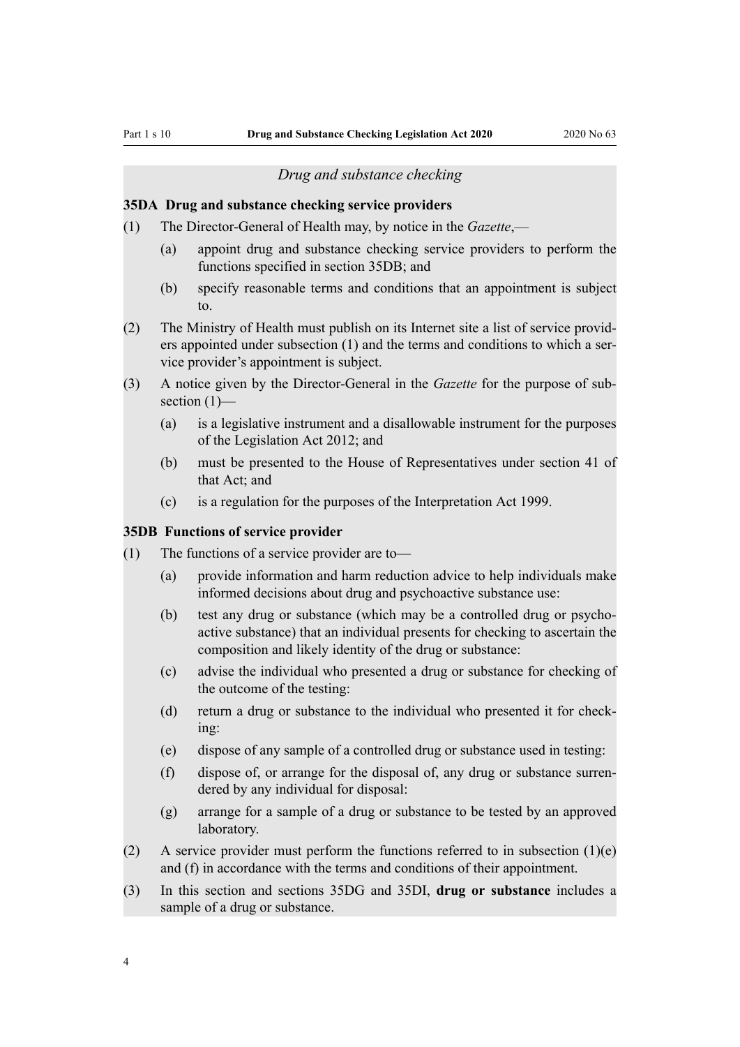*Drug and substance checking*

**35DA Drug and substance checking service providers**

(1) The Director-General of Health may, by notice in the *Gazette*,—

(a) appoint drug and substance checking service providers to perform the functions specified in section 35DB; and

(b) specify reasonable terms and conditions that an appointment is subject to.

(2) The Ministry of Health must publish on its Internet site a list of service providers appointed under subsection (1) and the terms and conditions to which a service provider's appointment is subject.

(3) A notice given by the Director-General in the *Gazette* for the purpose of subsection (1)—

(a) is a legislative instrument and a disallowable instrument for the purposes of the Legislation Act 2012; and

(b) must be presented to the House of Representatives under section 41 of that Act; and

(c) is a regulation for the purposes of the Interpretation Act 1999.

**35DB Functions of service provider**

(1) The functions of a service provider are to—

(a) provide information and harm reduction advice to help individuals make informed decisions about drug and psychoactive substance use:

(b) test any drug or substance (which may be a controlled drug or psychoactive substance) that an individual presents for checking to ascertain the composition and likely identity of the drug or substance:

(c) advise the individual who presented a drug or substance for checking of the outcome of the testing:

(d) return a drug or substance to the individual who presented it for checking:

(e) dispose of any sample of a controlled drug or substance used in testing:

(f) dispose of, or arrange for the disposal of, any drug or substance surrendered by any individual for disposal:

(g) arrange for a sample of a drug or substance to be tested by an approved laboratory.

(2) A service provider must perform the functions referred to in subsection (1)(e) and (f) in accordance with the terms and conditions of their appointment.

(3) In this section and sections 35DG and 35DI, **drug or substance** includes a sample of a drug or substance.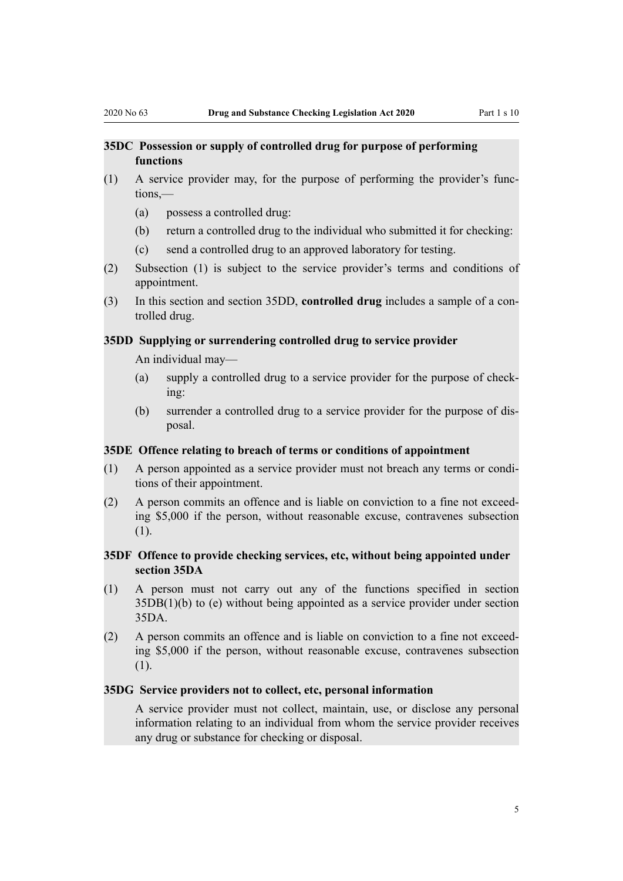### 35DC Possession or supply of controlled drug for purpose of performing functions

(1) A service provider may, for the purpose of performing the provider's functions,—

(a) possess a controlled drug:

(b) return a controlled drug to the individual who submitted it for checking:

(c) send a controlled drug to an approved laboratory for testing.

(2) Subsection (1) is subject to the service provider's terms and conditions of appointment.

(3) In this section and section 35DD, **controlled drug** includes a sample of a controlled drug.

### 35DD Supplying or surrendering controlled drug to service provider

An individual may—

(a) supply a controlled drug to a service provider for the purpose of checking:

(b) surrender a controlled drug to a service provider for the purpose of disposal.

### 35DE Offence relating to breach of terms or conditions of appointment

(1) A person appointed as a service provider must not breach any terms or conditions of their appointment.

(2) A person commits an offence and is liable on conviction to a fine not exceeding $5,000 if the person, without reasonable excuse, contravenes subsection (1).

### 35DF Offence to provide checking services, etc, without being appointed under section 35DA

(1) A person must not carry out any of the functions specified in section 35DB(1)(b) to (e) without being appointed as a service provider under section 35DA.

(2) A person commits an offence and is liable on conviction to a fine not exceeding $5,000 if the person, without reasonable excuse, contravenes subsection (1).

### 35DG Service providers not to collect, etc, personal information

A service provider must not collect, maintain, use, or disclose any personal information relating to an individual from whom the service provider receives any drug or substance for checking or disposal.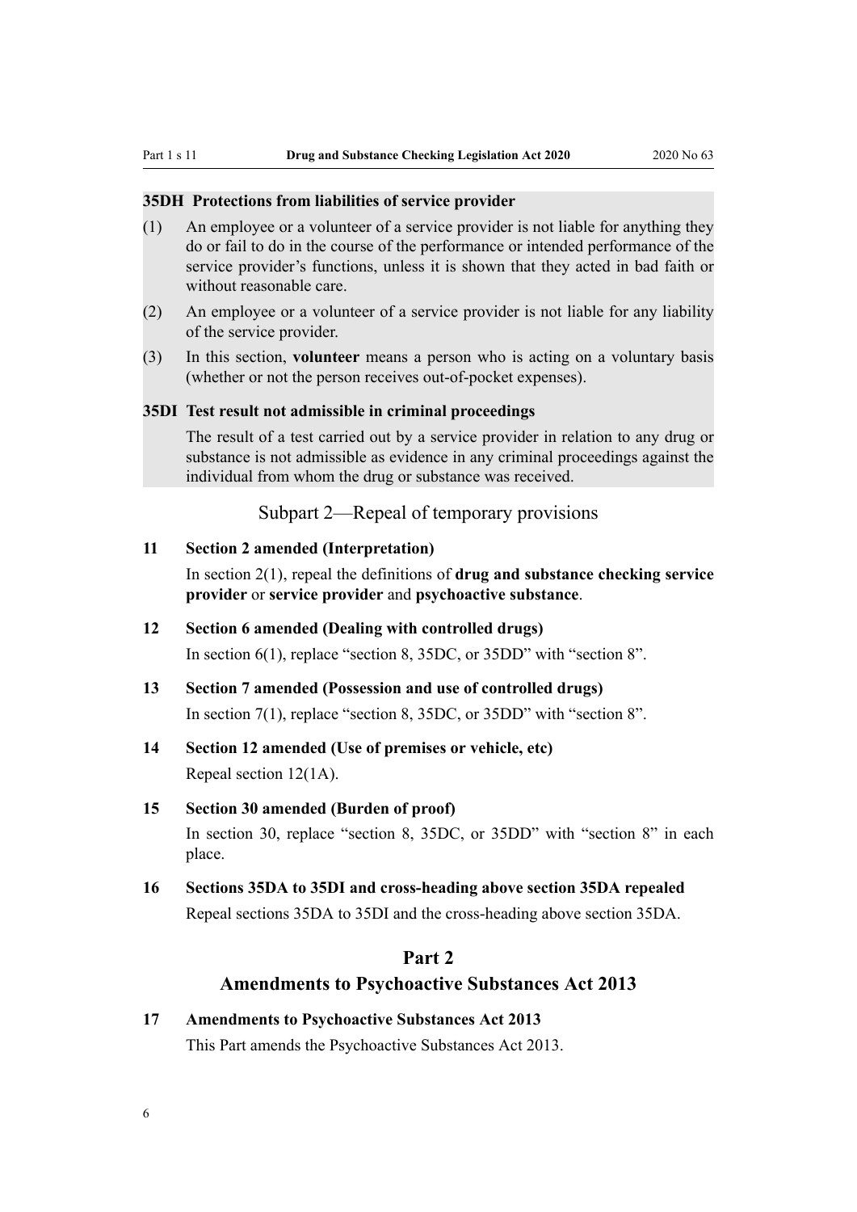#### 35DH Protections from liabilities of service provider

(1) An employee or a volunteer of a service provider is not liable for anything they do or fail to do in the course of the performance or intended performance of the service provider's functions, unless it is shown that they acted in bad faith or without reasonable care.

(2) An employee or a volunteer of a service provider is not liable for any liability of the service provider.

(3) In this section, **volunteer** means a person who is acting on a voluntary basis (whether or not the person receives out-of-pocket expenses).

#### 35DI Test result not admissible in criminal proceedings

The result of a test carried out by a service provider in relation to any drug or substance is not admissible as evidence in any criminal proceedings against the individual from whom the drug or substance was received.

## Subpart 2—Repeal of temporary provisions

### 11 Section 2 amended (Interpretation)

In section 2(1), repeal the definitions of **drug and substance checking service provider** or **service provider** and **psychoactive substance**.

### 12 Section 6 amended (Dealing with controlled drugs)

In section 6(1), replace "section 8, 35DC, or 35DD" with "section 8".

### 13 Section 7 amended (Possession and use of controlled drugs)

In section 7(1), replace "section 8, 35DC, or 35DD" with "section 8".

### 14 Section 12 amended (Use of premises or vehicle, etc)

Repeal section 12(1A).

### 15 Section 30 amended (Burden of proof)

In section 30, replace "section 8, 35DC, or 35DD" with "section 8" in each place.

### 16 Sections 35DA to 35DI and cross-heading above section 35DA repealed

Repeal sections 35DA to 35DI and the cross-heading above section 35DA.

# Part 2
# Amendments to Psychoactive Substances Act 2013

### 17 Amendments to Psychoactive Substances Act 2013

This Part amends the Psychoactive Substances Act 2013.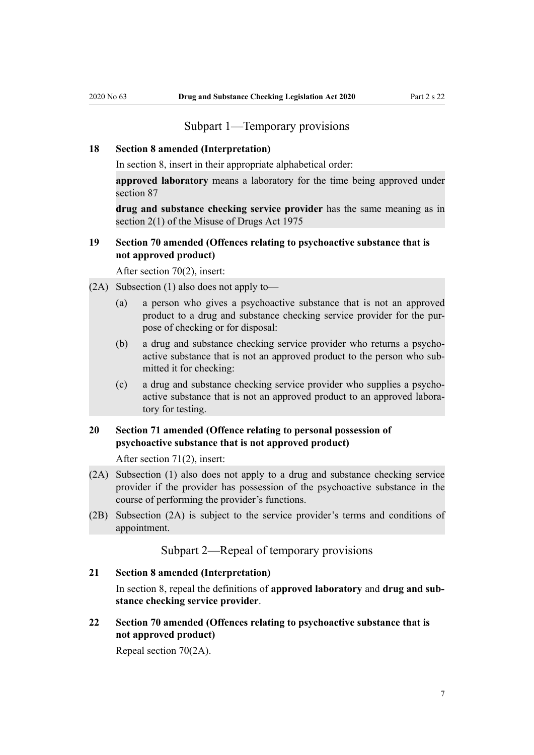## Subpart 1—Temporary provisions

### 18 Section 8 amended (Interpretation)

In section 8, insert in their appropriate alphabetical order:

**approved laboratory** means a laboratory for the time being approved under section 87

**drug and substance checking service provider** has the same meaning as in section 2(1) of the Misuse of Drugs Act 1975

### 19 Section 70 amended (Offences relating to psychoactive substance that is not approved product)

After section 70(2), insert:

(2A) Subsection (1) also does not apply to—

- (a) a person who gives a psychoactive substance that is not an approved product to a drug and substance checking service provider for the purpose of checking or for disposal:
- (b) a drug and substance checking service provider who returns a psychoactive substance that is not an approved product to the person who submitted it for checking:
- (c) a drug and substance checking service provider who supplies a psychoactive substance that is not an approved product to an approved laboratory for testing.

### 20 Section 71 amended (Offence relating to personal possession of psychoactive substance that is not approved product)

After section 71(2), insert:

(2A) Subsection (1) also does not apply to a drug and substance checking service provider if the provider has possession of the psychoactive substance in the course of performing the provider's functions.

(2B) Subsection (2A) is subject to the service provider's terms and conditions of appointment.

## Subpart 2—Repeal of temporary provisions

### 21 Section 8 amended (Interpretation)

In section 8, repeal the definitions of **approved laboratory** and **drug and substance checking service provider**.

### 22 Section 70 amended (Offences relating to psychoactive substance that is not approved product)

Repeal section 70(2A).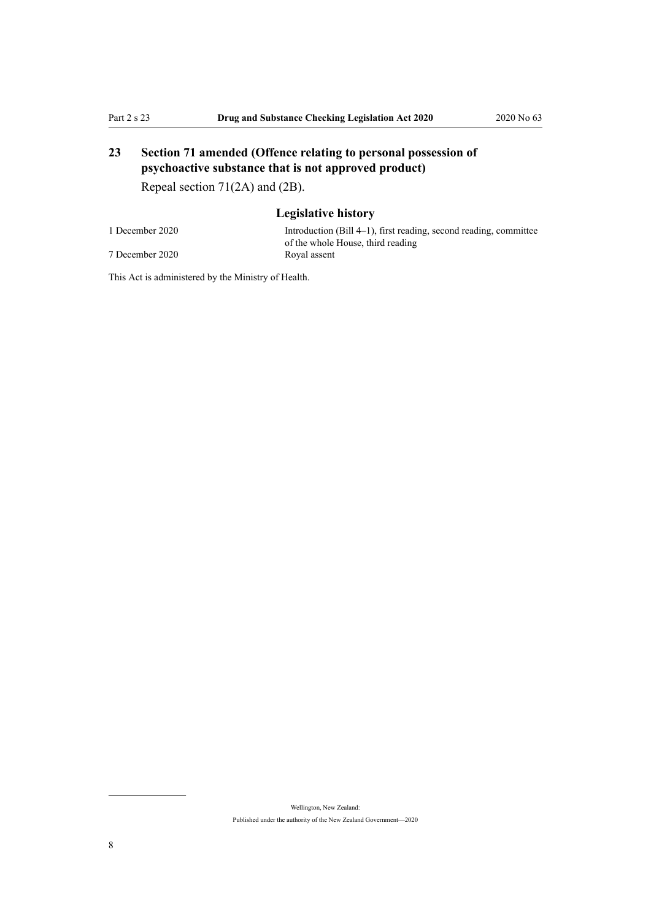## 23 Section 71 amended (Offence relating to personal possession of psychoactive substance that is not approved product)

Repeal section 71(2A) and (2B).

### Legislative history

| | |
|---|---|
| 1 December 2020 | Introduction (Bill 4–1), first reading, second reading, committee of the whole House, third reading |
| 7 December 2020 | Royal assent |

This Act is administered by the Ministry of Health.

Wellington, New Zealand:

Published under the authority of the New Zealand Government—2020